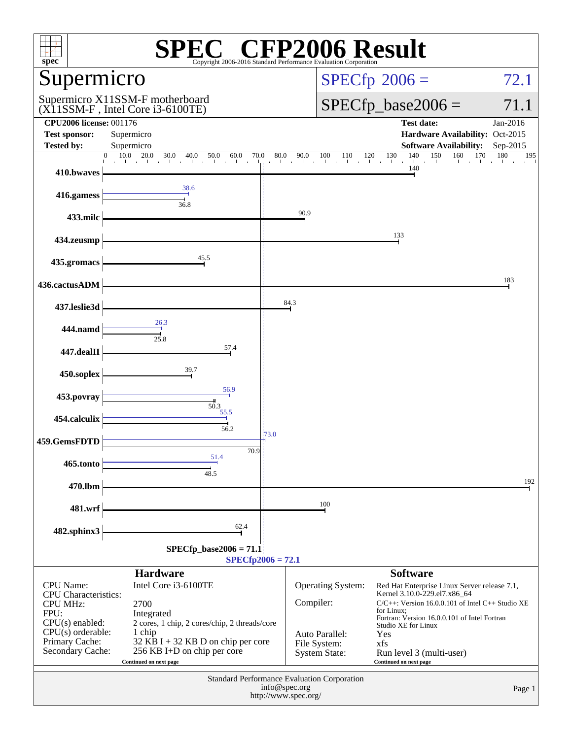# SPEC® CFP2006 Result

Copyright 2006-2016 Standard Performance Evaluation Corporation

## Supermicro

Supermicro X11SSM-F motherboard (X11SSM-F , Intel Core i3-6100TE)

SPECfp 2006 = 72.1

SPECfp_base2006 = 71.1

| | | | |
|---|---|---|---|
| **CPU2006 license:** 001176 | | **Test date:** | Jan-2016 |
| **Test sponsor:** | Supermicro | **Hardware Availability:** | Oct-2015 |
| **Tested by:** | Supermicro | **Software Availability:** | Sep-2015 |

| Benchmark | Base | Peak |
|---|---|---|
| 410.bwaves | 140 | |
| 416.gamess | 36.8 | 38.6 |
| 433.milc | 90.9 | |
| 434.zeusmp | 133 | |
| 435.gromacs | 45.5 | |
| 436.cactusADM | 183 | |
| 437.leslie3d | 84.3 | |
| 444.namd | 25.8 | 26.3 |
| 447.dealII | 57.4 | |
| 450.soplex | 39.7 | |
| 453.povray | 50.3 | 56.9 |
| 454.calculix | 56.2 | 55.5 |
| 459.GemsFDTD | 70.9 | 73.0 |
| 465.tonto | 48.5 | 51.4 |
| 470.lbm | 192 | |
| 481.wrf | 100 | |
| 482.sphinx3 | 62.4 | |

SPECfp_base2006 = 71.1

SPECfp2006 = 72.1

### Hardware

| | |
|---|---|
| CPU Name: | Intel Core i3-6100TE |
| CPU Characteristics: | |
| CPU MHz: | 2700 |
| FPU: | Integrated |
| CPU(s) enabled: | 2 cores, 1 chip, 2 cores/chip, 2 threads/core |
| CPU(s) orderable: | 1 chip |
| Primary Cache: | 32 KB I + 32 KB D on chip per core |
| Secondary Cache: | 256 KB I+D on chip per core |

Continued on next page

### Software

| | |
|---|---|
| Operating System: | Red Hat Enterprise Linux Server release 7.1, Kernel 3.10.0-229.el7.x86_64 |
| Compiler: | C/C++: Version 16.0.0.101 of Intel C++ Studio XE for Linux; Fortran: Version 16.0.0.101 of Intel Fortran Studio XE for Linux |
| Auto Parallel: | Yes |
| File System: | xfs |
| System State: | Run level 3 (multi-user) |

Continued on next page

Standard Performance Evaluation Corporation
info@spec.org
http://www.spec.org/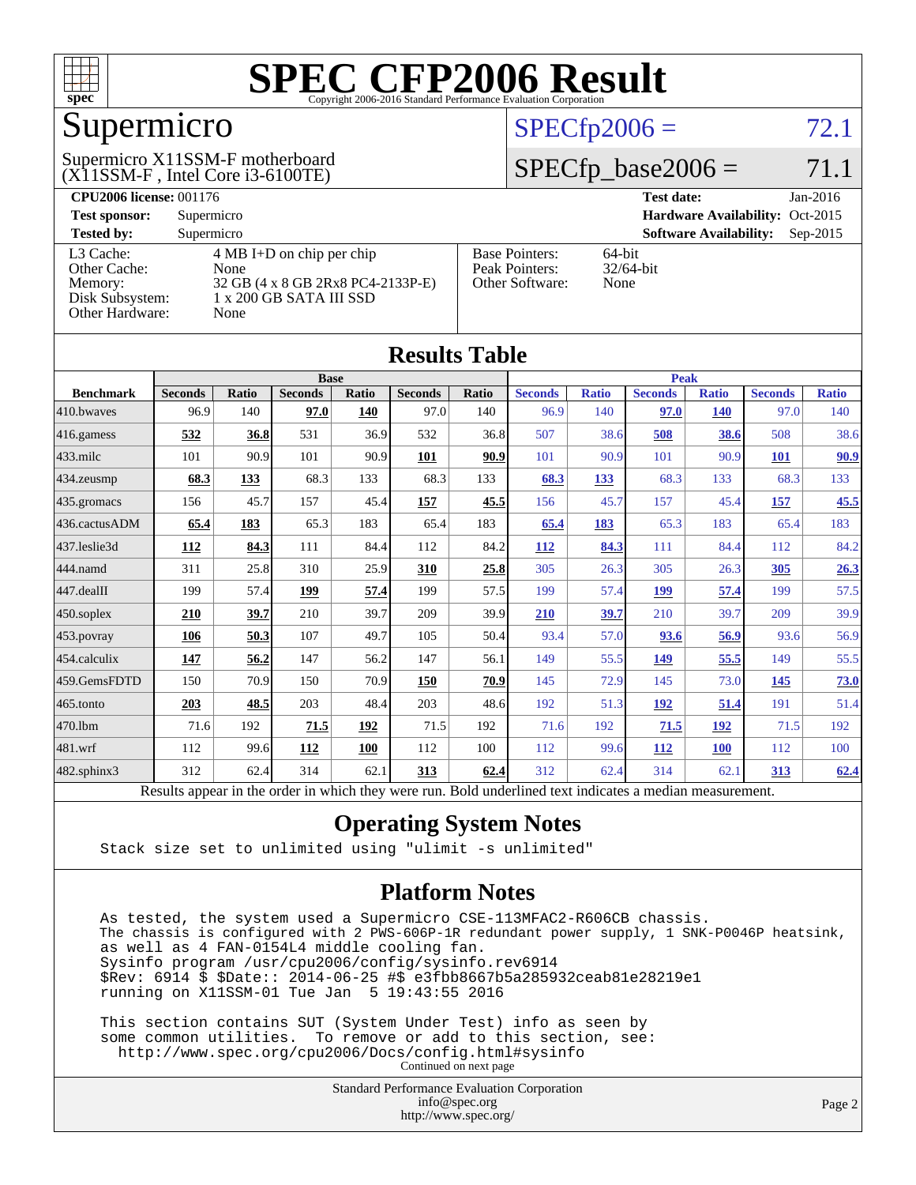# SPEC CFP2006 Result

Copyright 2006-2016 Standard Performance Evaluation Corporation

## Supermicro

Supermicro X11SSM-F motherboard
(X11SSM-F , Intel Core i3-6100TE)

**SPECfp2006 =** 72.1

**SPECfp_base2006 =** 71.1

| | | | |
|---|---|---|---|
| **CPU2006 license:** 001176 | | **Test date:** | Jan-2016 |
| **Test sponsor:** | Supermicro | **Hardware Availability:** | Oct-2015 |
| **Tested by:** | Supermicro | **Software Availability:** | Sep-2015 |

| | |
|---|---|
| L3 Cache: | 4 MB I+D on chip per chip |
| Other Cache: | None |
| Memory: | 32 GB (4 x 8 GB 2Rx8 PC4-2133P-E) |
| Disk Subsystem: | 1 x 200 GB SATA III SSD |
| Other Hardware: | None |

| | |
|---|---|
| Base Pointers: | 64-bit |
| Peak Pointers: | 32/64-bit |
| Other Software: | None |

## Results Table

| Benchmark | Base | | | | | | Peak | | | | | |
|---|---|---|---|---|---|---|---|---|---|---|---|---|
| | Seconds | Ratio | Seconds | Ratio | Seconds | Ratio | Seconds | Ratio | Seconds | Ratio | Seconds | Ratio |
| 410.bwaves | 96.9 | 140 | **97.0** | **140** | 97.0 | 140 | 96.9 | 140 | **97.0** | **140** | 97.0 | 140 |
| 416.gamess | **532** | **36.8** | 531 | 36.9 | 532 | 36.8 | 507 | 38.6 | **508** | **38.6** | 508 | 38.6 |
| 433.milc | 101 | 90.9 | 101 | 90.9 | **101** | **90.9** | 101 | 90.9 | 101 | 90.9 | **101** | **90.9** |
| 434.zeusmp | **68.3** | **133** | 68.3 | 133 | 68.3 | 133 | **68.3** | **133** | 68.3 | 133 | 68.3 | 133 |
| 435.gromacs | 156 | 45.7 | 157 | 45.4 | **157** | **45.5** | 156 | 45.7 | 157 | 45.4 | **157** | **45.5** |
| 436.cactusADM | **65.4** | **183** | 65.3 | 183 | 65.4 | 183 | **65.4** | **183** | 65.3 | 183 | 65.4 | 183 |
| 437.leslie3d | **112** | **84.3** | 111 | 84.4 | 112 | 84.2 | **112** | **84.3** | 111 | 84.4 | 112 | 84.2 |
| 444.namd | 311 | 25.8 | 310 | 25.9 | **310** | **25.8** | 305 | 26.3 | 305 | 26.3 | **305** | **26.3** |
| 447.dealII | 199 | 57.4 | **199** | **57.4** | 199 | 57.5 | 199 | 57.4 | **199** | **57.4** | 199 | 57.5 |
| 450.soplex | **210** | **39.7** | 210 | 39.7 | 209 | 39.9 | **210** | **39.7** | 210 | 39.7 | 209 | 39.9 |
| 453.povray | **106** | **50.3** | 107 | 49.7 | 105 | 50.4 | 93.4 | 57.0 | **93.6** | **56.9** | 93.6 | 56.9 |
| 454.calculix | **147** | **56.2** | 147 | 56.2 | 147 | 56.1 | 149 | 55.5 | **149** | **55.5** | 149 | 55.5 |
| 459.GemsFDTD | 150 | 70.9 | 150 | 70.9 | **150** | **70.9** | 145 | 72.9 | 145 | 73.0 | **145** | **73.0** |
| 465.tonto | **203** | **48.5** | 203 | 48.4 | 203 | 48.6 | 192 | 51.3 | **192** | **51.4** | 191 | 51.4 |
| 470.lbm | 71.6 | 192 | **71.5** | **192** | 71.5 | 192 | 71.6 | 192 | **71.5** | **192** | 71.5 | 192 |
| 481.wrf | 112 | 99.6 | **112** | **100** | 112 | 100 | 112 | 99.6 | **112** | **100** | 112 | 100 |
| 482.sphinx3 | 312 | 62.4 | 314 | 62.1 | **313** | **62.4** | 312 | 62.4 | 314 | 62.1 | **313** | **62.4** |

Results appear in the order in which they were run. Bold underlined text indicates a median measurement.

## Operating System Notes

```
Stack size set to unlimited using "ulimit -s unlimited"
```

## Platform Notes

```
As tested, the system used a Supermicro CSE-113MFAC2-R606CB chassis.
The chassis is configured with 2 PWS-606P-1R redundant power supply, 1 SNK-P0046P heatsink,
as well as 4 FAN-0154L4 middle cooling fan.
Sysinfo program /usr/cpu2006/config/sysinfo.rev6914
$Rev: 6914 $ $Date:: 2014-06-25 #$ e3fbb8667b5a285932ceab81e28219e1
running on X11SSM-01 Tue Jan  5 19:43:55 2016

This section contains SUT (System Under Test) info as seen by
some common utilities.  To remove or add to this section, see:
  http://www.spec.org/cpu2006/Docs/config.html#sysinfo
```

Continued on next page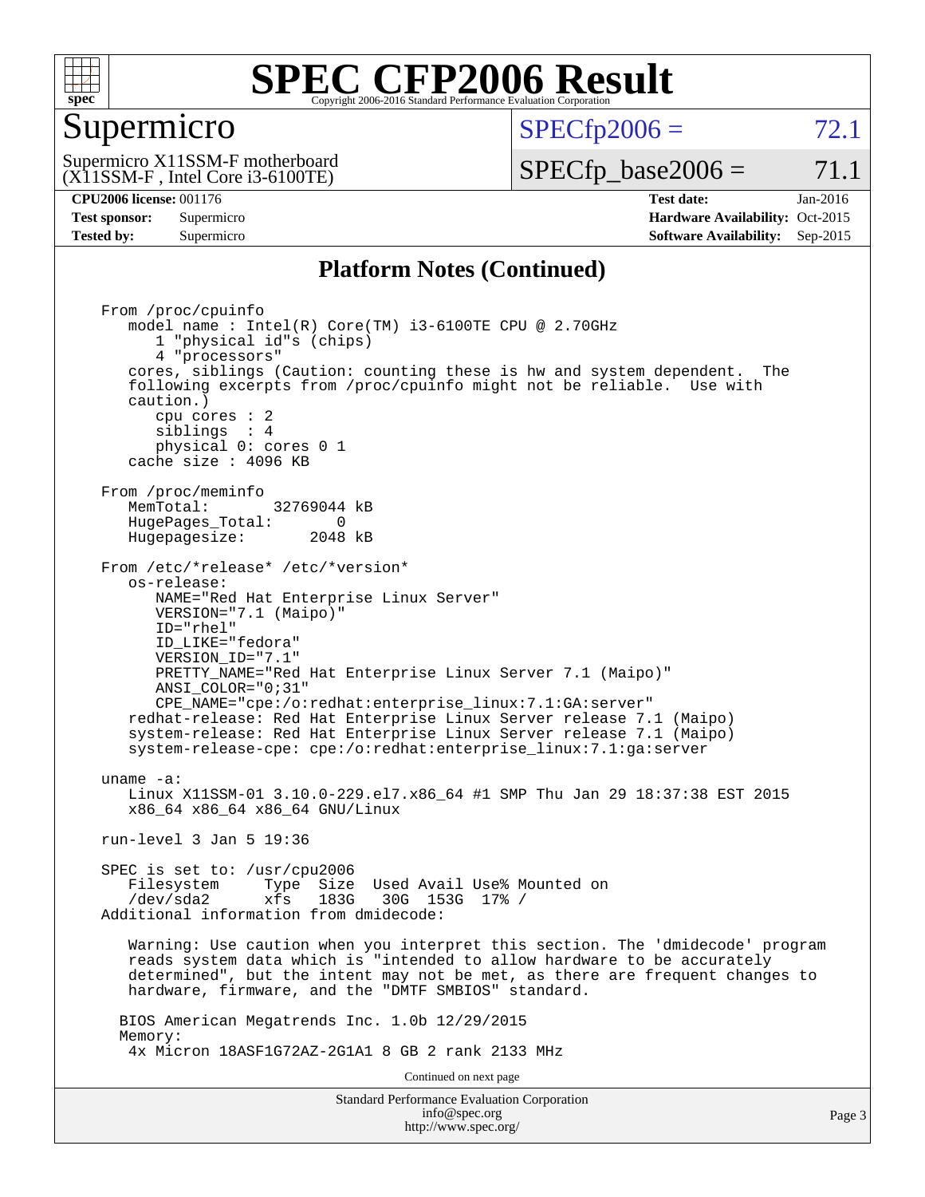# SPEC CFP2006 Result

Copyright 2006-2016 Standard Performance Evaluation Corporation

## Supermicro

Supermicro X11SSM-F motherboard
(X11SSM-F , Intel Core i3-6100TE)

SPECfp2006 = 72.1

SPECfp_base2006 = 71.1

| | | | |
|---|---|---|---|
| **CPU2006 license:** 001176 | | **Test date:** | Jan-2016 |
| **Test sponsor:** | Supermicro | **Hardware Availability:** | Oct-2015 |
| **Tested by:** | Supermicro | **Software Availability:** | Sep-2015 |

### Platform Notes (Continued)

```
From /proc/cpuinfo
   model name : Intel(R) Core(TM) i3-6100TE CPU @ 2.70GHz
      1 "physical id"s (chips)
      4 "processors"
   cores, siblings (Caution: counting these is hw and system dependent.  The
   following excerpts from /proc/cpuinfo might not be reliable.  Use with
   caution.)
      cpu cores : 2
      siblings  : 4
      physical 0: cores 0 1
   cache size : 4096 KB

From /proc/meminfo
   MemTotal:       32769044 kB
   HugePages_Total:       0
   Hugepagesize:       2048 kB

From /etc/*release* /etc/*version*
   os-release:
      NAME="Red Hat Enterprise Linux Server"
      VERSION="7.1 (Maipo)"
      ID="rhel"
      ID_LIKE="fedora"
      VERSION_ID="7.1"
      PRETTY_NAME="Red Hat Enterprise Linux Server 7.1 (Maipo)"
      ANSI_COLOR="0;31"
      CPE_NAME="cpe:/o:redhat:enterprise_linux:7.1:GA:server"
   redhat-release: Red Hat Enterprise Linux Server release 7.1 (Maipo)
   system-release: Red Hat Enterprise Linux Server release 7.1 (Maipo)
   system-release-cpe: cpe:/o:redhat:enterprise_linux:7.1:ga:server

uname -a:
   Linux X11SSM-01 3.10.0-229.el7.x86_64 #1 SMP Thu Jan 29 18:37:38 EST 2015
   x86_64 x86_64 x86_64 GNU/Linux

run-level 3 Jan 5 19:36

SPEC is set to: /usr/cpu2006
   Filesystem     Type  Size  Used Avail Use% Mounted on
   /dev/sda2      xfs   183G   30G  153G  17% /
Additional information from dmidecode:

   Warning: Use caution when you interpret this section. The 'dmidecode' program
   reads system data which is "intended to allow hardware to be accurately
   determined", but the intent may not be met, as there are frequent changes to
   hardware, firmware, and the "DMTF SMBIOS" standard.

  BIOS American Megatrends Inc. 1.0b 12/29/2015
  Memory:
   4x Micron 18ASF1G72AZ-2G1A1 8 GB 2 rank 2133 MHz
```

Continued on next page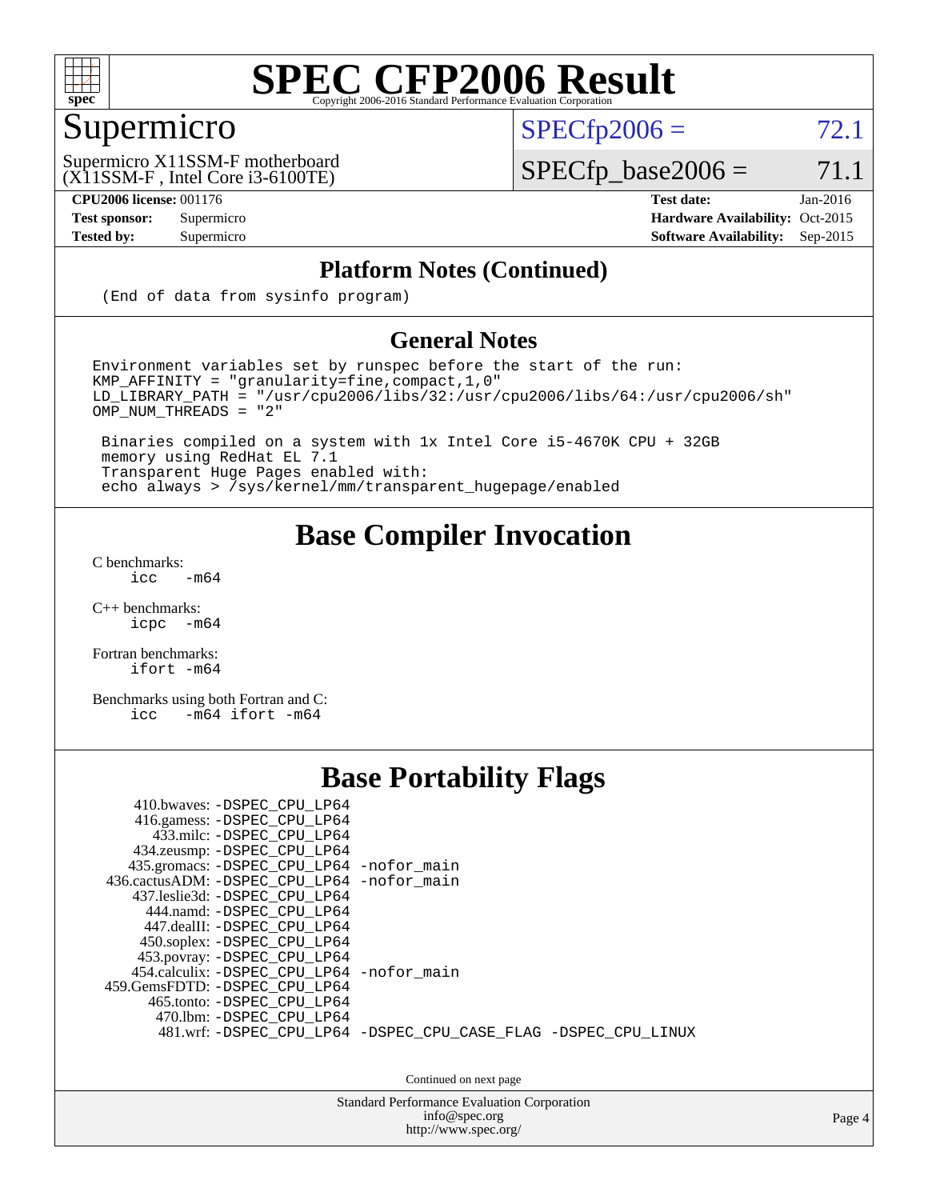# SPEC CFP2006 Result

## Supermicro

Supermicro X11SSM-F motherboard
(X11SSM-F , Intel Core i3-6100TE)

SPECfp2006 = 72.1

SPECfp_base2006 = 71.1

| **CPU2006 license:** 001176 | **Test date:** Jan-2016 |
|---|---|
| **Test sponsor:** Supermicro | **Hardware Availability:** Oct-2015 |
| **Tested by:** Supermicro | **Software Availability:** Sep-2015 |

## Platform Notes (Continued)

```
(End of data from sysinfo program)
```

## General Notes

```
Environment variables set by runspec before the start of the run:
KMP_AFFINITY = "granularity=fine,compact,1,0"
LD_LIBRARY_PATH = "/usr/cpu2006/libs/32:/usr/cpu2006/libs/64:/usr/cpu2006/sh"
OMP_NUM_THREADS = "2"

 Binaries compiled on a system with 1x Intel Core i5-4670K CPU + 32GB
 memory using RedHat EL 7.1
 Transparent Huge Pages enabled with:
 echo always > /sys/kernel/mm/transparent_hugepage/enabled
```

## Base Compiler Invocation

C benchmarks:
```
icc   -m64
```

C++ benchmarks:
```
icpc  -m64
```

Fortran benchmarks:
```
ifort -m64
```

Benchmarks using both Fortran and C:
```
icc   -m64 ifort -m64
```

## Base Portability Flags

```
     410.bwaves: -DSPEC_CPU_LP64
     416.gamess: -DSPEC_CPU_LP64
       433.milc: -DSPEC_CPU_LP64
     434.zeusmp: -DSPEC_CPU_LP64
    435.gromacs: -DSPEC_CPU_LP64 -nofor_main
 436.cactusADM: -DSPEC_CPU_LP64 -nofor_main
    437.leslie3d: -DSPEC_CPU_LP64
      444.namd: -DSPEC_CPU_LP64
     447.dealII: -DSPEC_CPU_LP64
     450.soplex: -DSPEC_CPU_LP64
     453.povray: -DSPEC_CPU_LP64
   454.calculix: -DSPEC_CPU_LP64 -nofor_main
 459.GemsFDTD: -DSPEC_CPU_LP64
      465.tonto: -DSPEC_CPU_LP64
        470.lbm: -DSPEC_CPU_LP64
        481.wrf: -DSPEC_CPU_LP64 -DSPEC_CPU_CASE_FLAG -DSPEC_CPU_LINUX
```

Continued on next page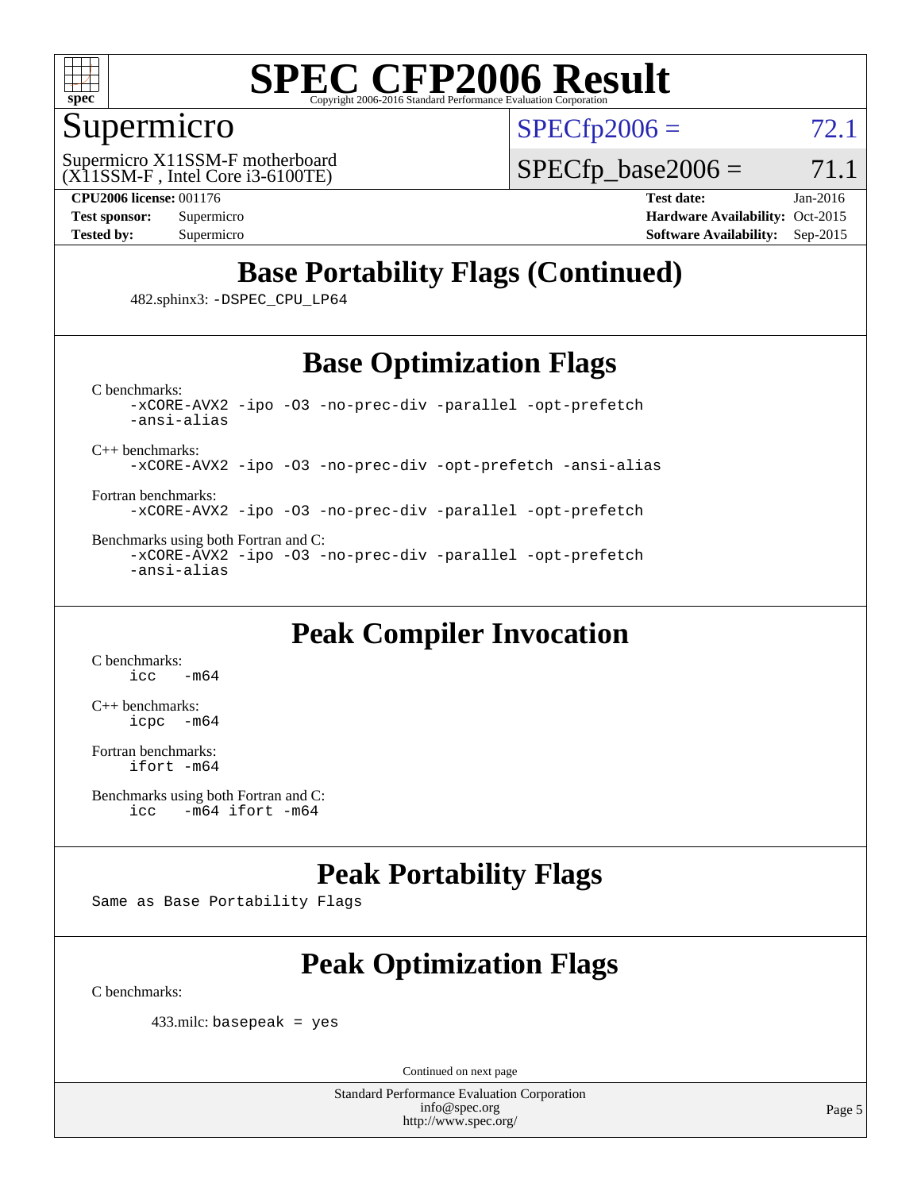# SPEC CFP2006 Result

Copyright 2006-2016 Standard Performance Evaluation Corporation

## Supermicro

Supermicro X11SSM-F motherboard
(X11SSM-F , Intel Core i3-6100TE)

SPECfp2006 = 72.1

SPECfp_base2006 = 71.1

**CPU2006 license:** 001176
**Test sponsor:** Supermicro
**Tested by:** Supermicro

**Test date:** Jan-2016
**Hardware Availability:** Oct-2015
**Software Availability:** Sep-2015

## Base Portability Flags (Continued)

482.sphinx3: `-DSPEC_CPU_LP64`

## Base Optimization Flags

C benchmarks:
```
-xCORE-AVX2 -ipo -O3 -no-prec-div -parallel -opt-prefetch
-ansi-alias
```

C++ benchmarks:
```
-xCORE-AVX2 -ipo -O3 -no-prec-div -opt-prefetch -ansi-alias
```

Fortran benchmarks:
```
-xCORE-AVX2 -ipo -O3 -no-prec-div -parallel -opt-prefetch
```

Benchmarks using both Fortran and C:
```
-xCORE-AVX2 -ipo -O3 -no-prec-div -parallel -opt-prefetch
-ansi-alias
```

## Peak Compiler Invocation

C benchmarks:
```
icc   -m64
```

C++ benchmarks:
```
icpc  -m64
```

Fortran benchmarks:
```
ifort -m64
```

Benchmarks using both Fortran and C:
```
icc   -m64 ifort -m64
```

## Peak Portability Flags

Same as Base Portability Flags

## Peak Optimization Flags

C benchmarks:

433.milc: `basepeak = yes`

Continued on next page

Standard Performance Evaluation Corporation
info@spec.org
http://www.spec.org/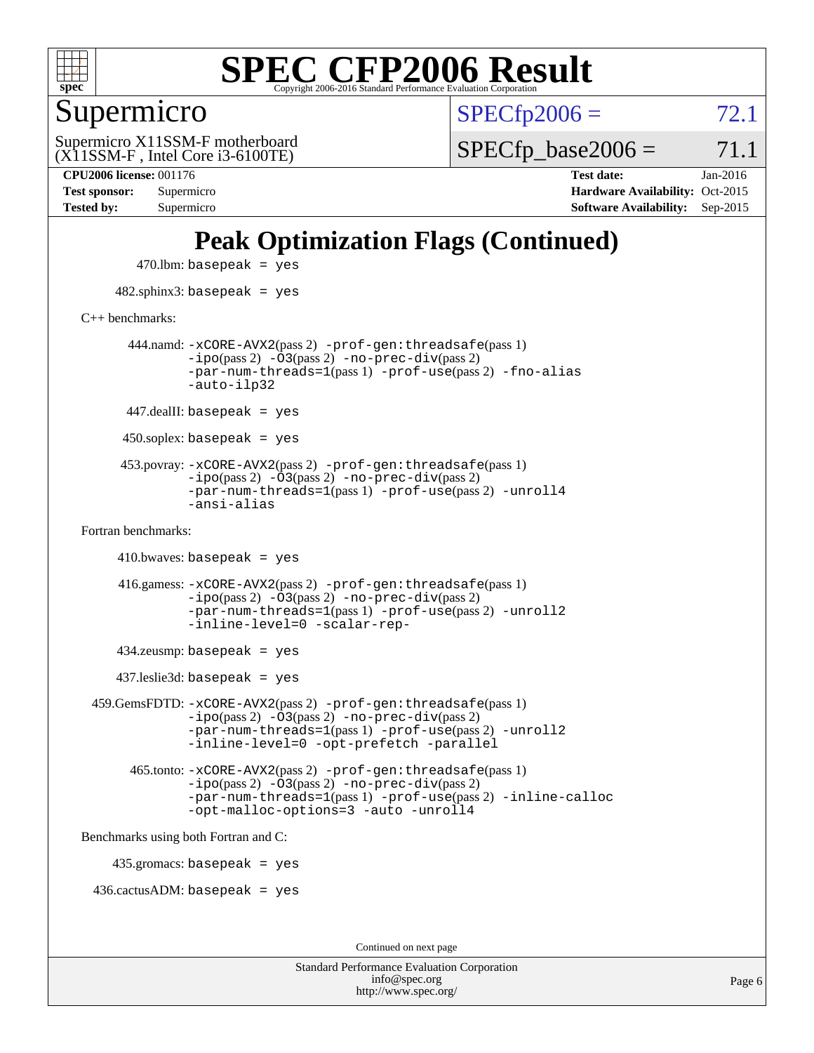# SPEC CFP2006 Result

Copyright 2006-2016 Standard Performance Evaluation Corporation

## Supermicro

Supermicro X11SSM-F motherboard (X11SSM-F , Intel Core i3-6100TE)

SPECfp2006 = 72.1

SPECfp_base2006 = 71.1

| | | | |
|---|---|---|---|
| **CPU2006 license:** 001176 | | **Test date:** | Jan-2016 |
| **Test sponsor:** | Supermicro | **Hardware Availability:** | Oct-2015 |
| **Tested by:** | Supermicro | **Software Availability:** | Sep-2015 |

## Peak Optimization Flags (Continued)

470.lbm: basepeak = yes

482.sphinx3: basepeak = yes

C++ benchmarks:

444.namd: -xCORE-AVX2(pass 2) -prof-gen:threadsafe(pass 1) -ipo(pass 2) -O3(pass 2) -no-prec-div(pass 2) -par-num-threads=1(pass 1) -prof-use(pass 2) -fno-alias -auto-ilp32

447.dealII: basepeak = yes

450.soplex: basepeak = yes

453.povray: -xCORE-AVX2(pass 2) -prof-gen:threadsafe(pass 1) -ipo(pass 2) -O3(pass 2) -no-prec-div(pass 2) -par-num-threads=1(pass 1) -prof-use(pass 2) -unroll4 -ansi-alias

Fortran benchmarks:

410.bwaves: basepeak = yes

416.gamess: -xCORE-AVX2(pass 2) -prof-gen:threadsafe(pass 1) -ipo(pass 2) -O3(pass 2) -no-prec-div(pass 2) -par-num-threads=1(pass 1) -prof-use(pass 2) -unroll2 -inline-level=0 -scalar-rep-

434.zeusmp: basepeak = yes

437.leslie3d: basepeak = yes

459.GemsFDTD: -xCORE-AVX2(pass 2) -prof-gen:threadsafe(pass 1) -ipo(pass 2) -O3(pass 2) -no-prec-div(pass 2) -par-num-threads=1(pass 1) -prof-use(pass 2) -unroll2 -inline-level=0 -opt-prefetch -parallel

465.tonto: -xCORE-AVX2(pass 2) -prof-gen:threadsafe(pass 1) -ipo(pass 2) -O3(pass 2) -no-prec-div(pass 2) -par-num-threads=1(pass 1) -prof-use(pass 2) -inline-calloc -opt-malloc-options=3 -auto -unroll4

Benchmarks using both Fortran and C:

435.gromacs: basepeak = yes

436.cactusADM: basepeak = yes

Continued on next page

Standard Performance Evaluation Corporation
info@spec.org
http://www.spec.org/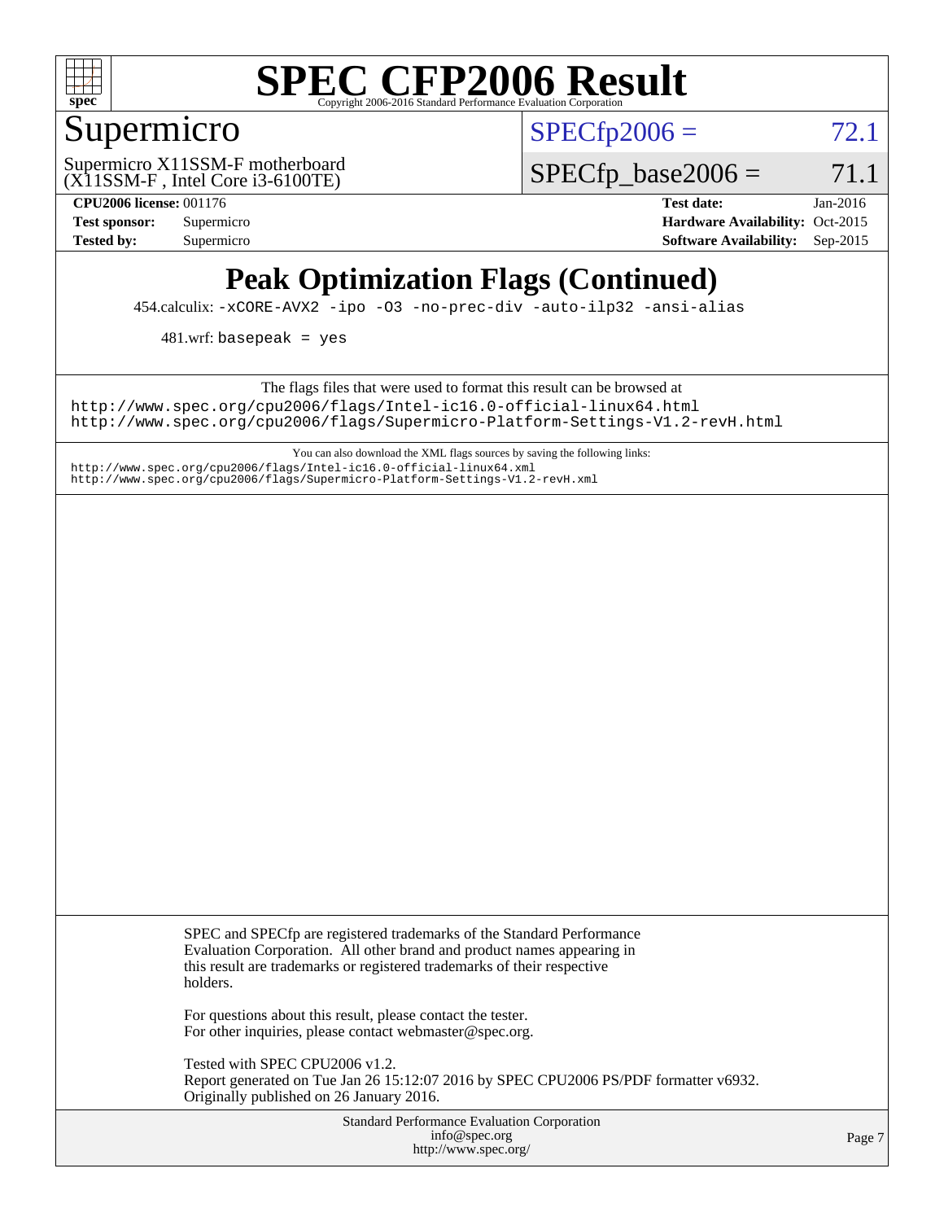# SPEC CFP2006 Result

Copyright 2006-2016 Standard Performance Evaluation Corporation

## Supermicro

Supermicro X11SSM-F motherboard
(X11SSM-F , Intel Core i3-6100TE)

SPECfp2006 = 72.1

SPECfp_base2006 = 71.1

**CPU2006 license:** 001176
**Test sponsor:** Supermicro
**Tested by:** Supermicro

**Test date:** Jan-2016
**Hardware Availability:** Oct-2015
**Software Availability:** Sep-2015

## Peak Optimization Flags (Continued)

454.calculix: -xCORE-AVX2 -ipo -O3 -no-prec-div -auto-ilp32 -ansi-alias

481.wrf: basepeak = yes

The flags files that were used to format this result can be browsed at
http://www.spec.org/cpu2006/flags/Intel-ic16.0-official-linux64.html
http://www.spec.org/cpu2006/flags/Supermicro-Platform-Settings-V1.2-revH.html

You can also download the XML flags sources by saving the following links:
http://www.spec.org/cpu2006/flags/Intel-ic16.0-official-linux64.xml
http://www.spec.org/cpu2006/flags/Supermicro-Platform-Settings-V1.2-revH.xml

SPEC and SPECfp are registered trademarks of the Standard Performance Evaluation Corporation. All other brand and product names appearing in this result are trademarks or registered trademarks of their respective holders.

For questions about this result, please contact the tester.
For other inquiries, please contact webmaster@spec.org.

Tested with SPEC CPU2006 v1.2.
Report generated on Tue Jan 26 15:12:07 2016 by SPEC CPU2006 PS/PDF formatter v6932.
Originally published on 26 January 2016.

Standard Performance Evaluation Corporation
info@spec.org
http://www.spec.org/